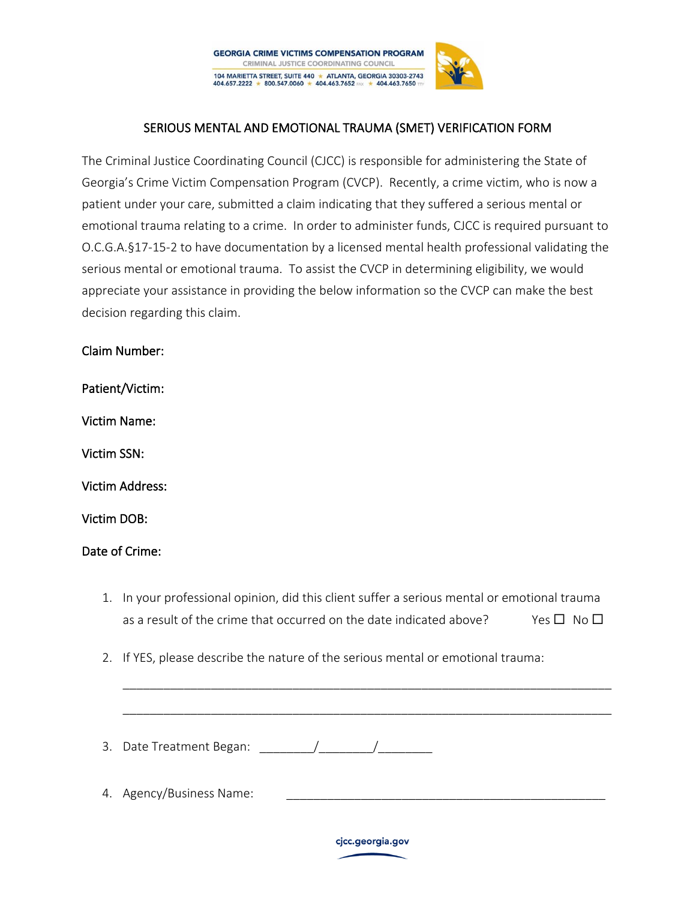GEORGIA CRIME VICTIMS COMPENSATION PROGRAM
CRIMINAL JUSTICE COORDINATING COUNCIL
104 MARIETTA STREET, SUITE 440 ★ ATLANTA, GEORGIA 30303-2743
404.657.2222 ★ 800.547.0060 ★ 404.463.7652 FAX ★ 404.463.7650 TTY

# SERIOUS MENTAL AND EMOTIONAL TRAUMA (SMET) VERIFICATION FORM

The Criminal Justice Coordinating Council (CJCC) is responsible for administering the State of Georgia's Crime Victim Compensation Program (CVCP). Recently, a crime victim, who is now a patient under your care, submitted a claim indicating that they suffered a serious mental or emotional trauma relating to a crime. In order to administer funds, CJCC is required pursuant to O.C.G.A.§17-15-2 to have documentation by a licensed mental health professional validating the serious mental or emotional trauma. To assist the CVCP in determining eligibility, we would appreciate your assistance in providing the below information so the CVCP can make the best decision regarding this claim.

**Claim Number:**

**Patient/Victim:**

**Victim Name:**

**Victim SSN:**

**Victim Address:**

**Victim DOB:**

**Date of Crime:**

1. In your professional opinion, did this client suffer a serious mental or emotional trauma as a result of the crime that occurred on the date indicated above? Yes ☐ No ☐

2. If YES, please describe the nature of the serious mental or emotional trauma:

   ______________________________________________________________________

   ______________________________________________________________________

3. Date Treatment Began: ________/________/________

4. Agency/Business Name: ______________________________________________

cjcc.georgia.gov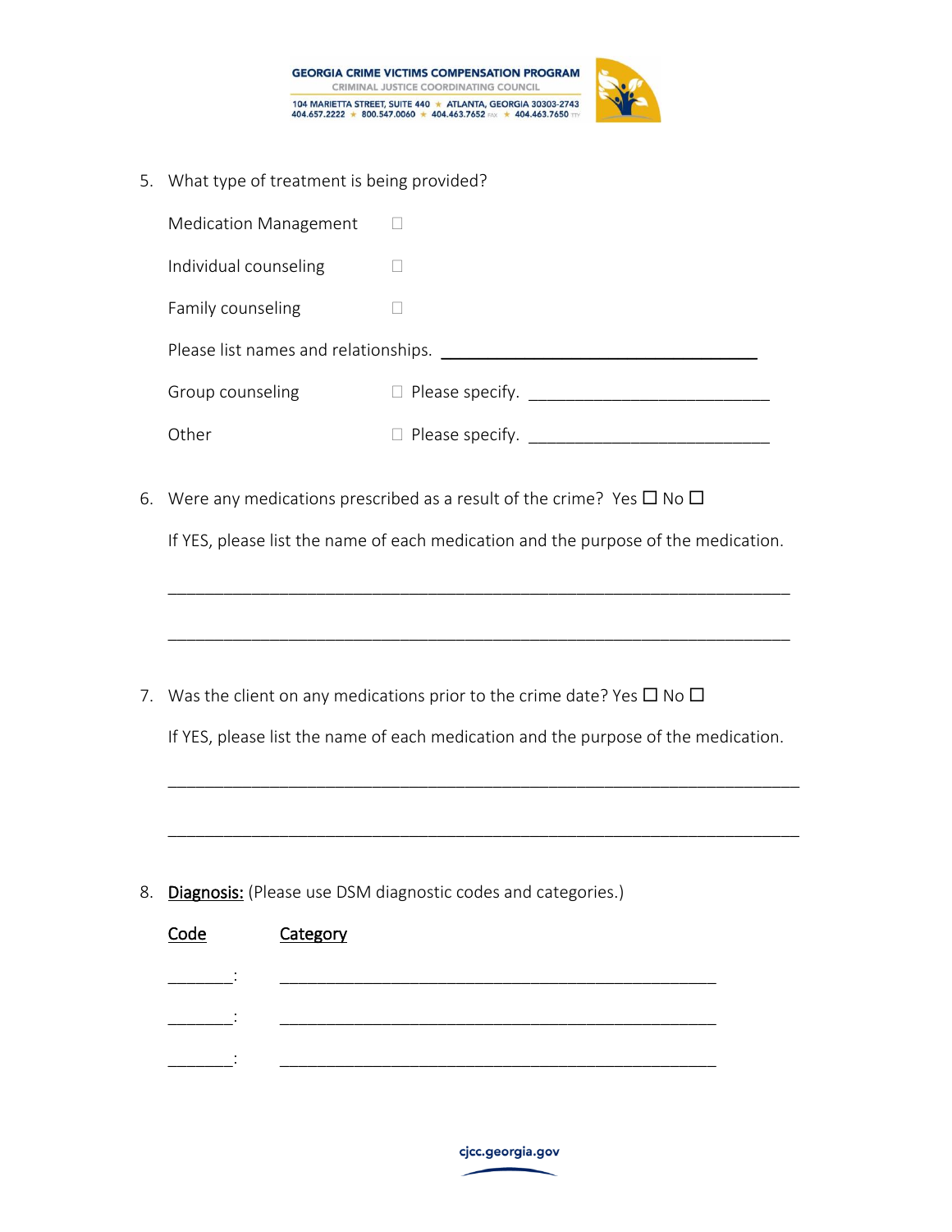5. What type of treatment is being provided?

   Medication Management ☐

   Individual counseling ☐

   Family counseling ☐

   Please list names and relationships. ____________________________________

   Group counseling ☐ Please specify. __________________________

   Other ☐ Please specify. __________________________

6. Were any medications prescribed as a result of the crime? Yes ☐ No ☐

   If YES, please list the name of each medication and the purpose of the medication.

   ______________________________________________________________________

   ______________________________________________________________________

7. Was the client on any medications prior to the crime date? Yes ☐ No ☐

   If YES, please list the name of each medication and the purpose of the medication.

   ______________________________________________________________________

   ______________________________________________________________________

8. **Diagnosis:** (Please use DSM diagnostic codes and categories.)

| Code | Category |
| --- | --- |
| _______: | __________________________________________________ |
| _______: | __________________________________________________ |
| _______: | __________________________________________________ |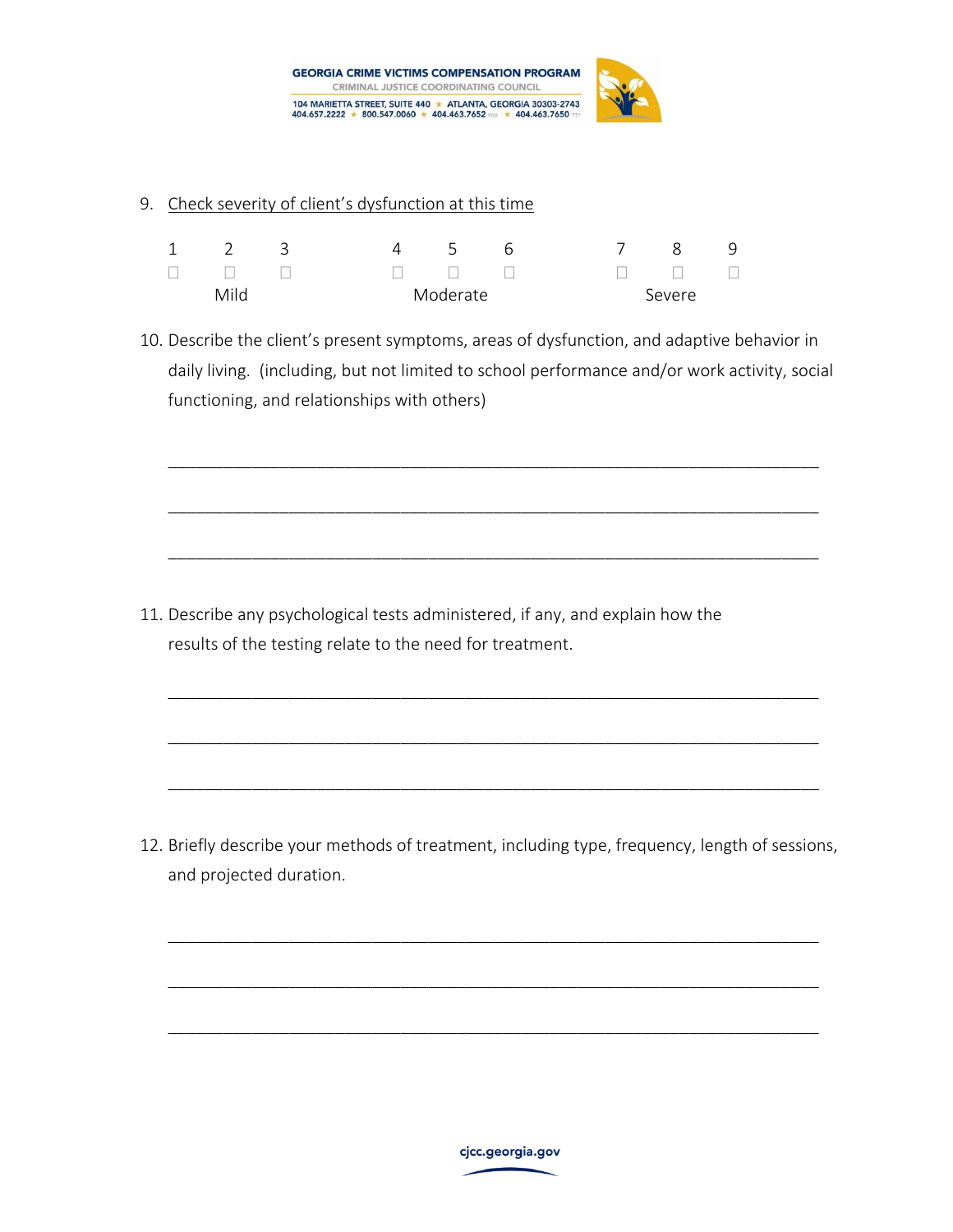9. Check severity of client's dysfunction at this time

| 1 | 2 | 3 | 4 | 5 | 6 | 7 | 8 | 9 |
|---|---|---|---|---|---|---|---|---|
| ☐ | ☐ | ☐ | ☐ | ☐ | ☐ | ☐ | ☐ | ☐ |
| | Mild | | | Moderate | | | Severe | |

10. Describe the client's present symptoms, areas of dysfunction, and adaptive behavior in daily living. (including, but not limited to school performance and/or work activity, social functioning, and relationships with others)

_______________________________________________________________________

_______________________________________________________________________

_______________________________________________________________________

11. Describe any psychological tests administered, if any, and explain how the results of the testing relate to the need for treatment.

_______________________________________________________________________

_______________________________________________________________________

_______________________________________________________________________

12. Briefly describe your methods of treatment, including type, frequency, length of sessions, and projected duration.

_______________________________________________________________________

_______________________________________________________________________

_______________________________________________________________________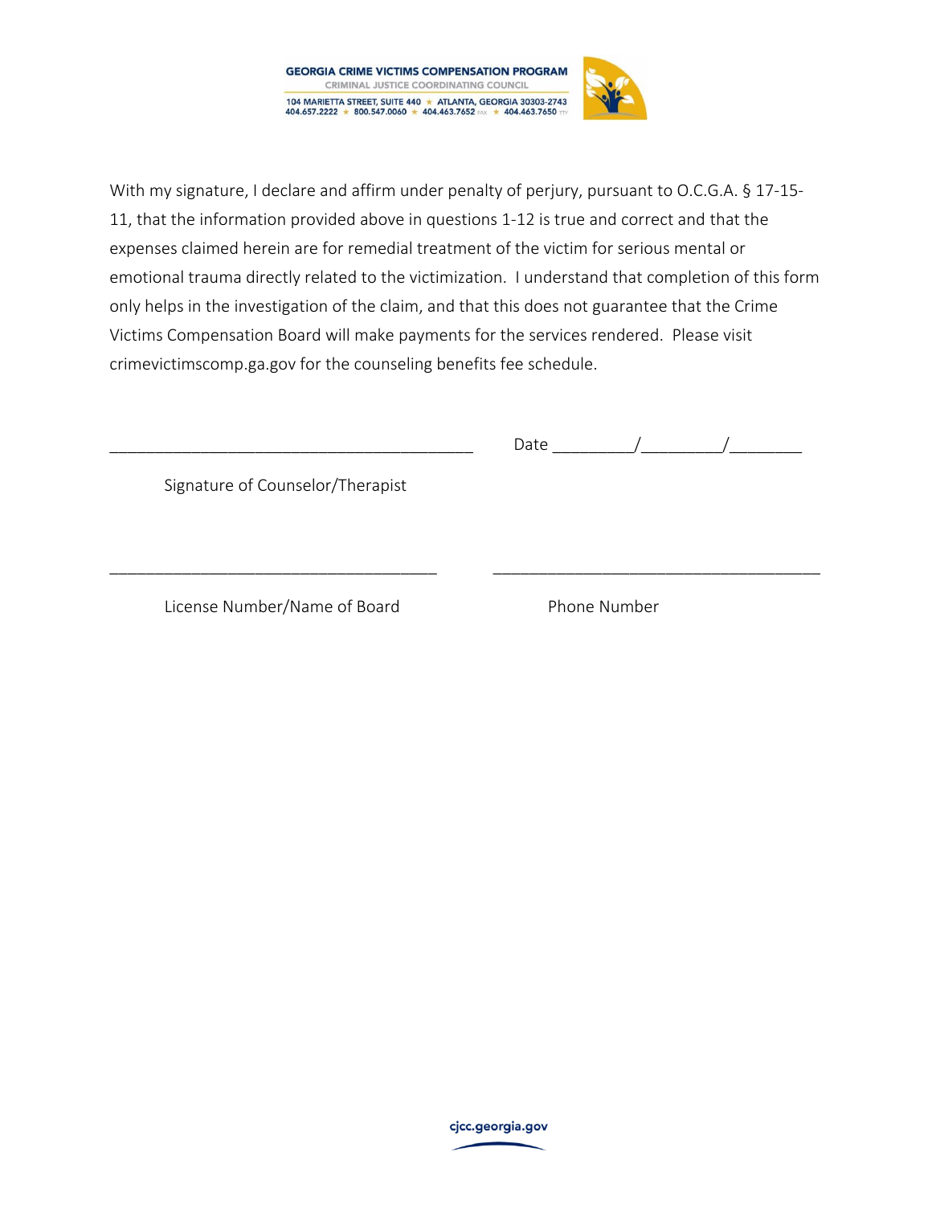GEORGIA CRIME VICTIMS COMPENSATION PROGRAM
CRIMINAL JUSTICE COORDINATING COUNCIL
104 MARIETTA STREET, SUITE 440 ★ ATLANTA, GEORGIA 30303-2743
404.657.2222 ★ 800.547.0060 ★ 404.463.7652 FAX ★ 404.463.7650 TTY

With my signature, I declare and affirm under penalty of perjury, pursuant to O.C.G.A. § 17-15-11, that the information provided above in questions 1-12 is true and correct and that the expenses claimed herein are for remedial treatment of the victim for serious mental or emotional trauma directly related to the victimization. I understand that completion of this form only helps in the investigation of the claim, and that this does not guarantee that the Crime Victims Compensation Board will make payments for the services rendered. Please visit crimevictimscomp.ga.gov for the counseling benefits fee schedule.

__________________________________________ Date _________/_________/________

Signature of Counselor/Therapist

_____________________________________ _____________________________________

License Number/Name of Board Phone Number

cjcc.georgia.gov